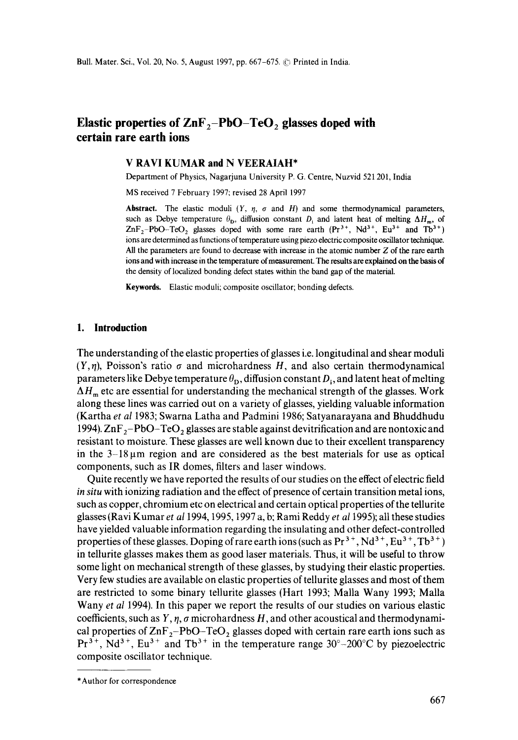# Elastic properties of $ZnF_2$–PbO–$TeO_2$ glasses doped with certain rare earth ions

**V RAVI KUMAR and N VEERAIAH***

Department of Physics, Nagarjuna University P. G. Centre, Nuzvid 521 201, India

MS received 7 February 1997; revised 28 April 1997

**Abstract.** The elastic moduli ($Y$, $\eta$, $\sigma$ and $H$) and some thermodynamical parameters, such as Debye temperature $\theta_D$, diffusion constant $D_i$ and latent heat of melting $\Delta H_m$, of $ZnF_2$–PbO–$TeO_2$ glasses doped with some rare earth ($Pr^{3+}$, $Nd^{3+}$, $Eu^{3+}$ and $Tb^{3+}$) ions are determined as functions of temperature using piezo electric composite oscillator technique. All the parameters are found to decrease with increase in the atomic number $Z$ of the rare earth ions and with increase in the temperature of measurement. The results are explained on the basis of the density of localized bonding defect states within the band gap of the material.

**Keywords.** Elastic moduli; composite oscillator; bonding defects.

## 1. Introduction

The understanding of the elastic properties of glasses i.e. longitudinal and shear moduli ($Y,\eta$), Poisson's ratio $\sigma$ and microhardness $H$, and also certain thermodynamical parameters like Debye temperature $\theta_D$, diffusion constant $D_i$, and latent heat of melting $\Delta H_m$ etc are essential for understanding the mechanical strength of the glasses. Work along these lines was carried out on a variety of glasses, yielding valuable information (Kartha *et al* 1983; Swarna Latha and Padmini 1986; Satyanarayana and Bhuddhudu 1994). $ZnF_2$–PbO–$TeO_2$ glasses are stable against devitrification and are nontoxic and resistant to moisture. These glasses are well known due to their excellent transparency in the 3–18 μm region and are considered as the best materials for use as optical components, such as IR domes, filters and laser windows.

Quite recently we have reported the results of our studies on the effect of electric field *in situ* with ionizing radiation and the effect of presence of certain transition metal ions, such as copper, chromium etc on electrical and certain optical properties of the tellurite glasses (Ravi Kumar *et al* 1994, 1995, 1997 a, b; Rami Reddy *et al* 1995); all these studies have yielded valuable information regarding the insulating and other defect-controlled properties of these glasses. Doping of rare earth ions (such as $Pr^{3+}$, $Nd^{3+}$, $Eu^{3+}$, $Tb^{3+}$) in tellurite glasses makes them as good laser materials. Thus, it will be useful to throw some light on mechanical strength of these glasses, by studying their elastic properties. Very few studies are available on elastic properties of tellurite glasses and most of them are restricted to some binary tellurite glasses (Hart 1993; Malla Wany 1993; Malla Wany *et al* 1994). In this paper we report the results of our studies on various elastic coefficients, such as $Y$, $\eta$, $\sigma$ microhardness $H$, and other acoustical and thermodynamical properties of $ZnF_2$–PbO–$TeO_2$ glasses doped with certain rare earth ions such as $Pr^{3+}$, $Nd^{3+}$, $Eu^{3+}$ and $Tb^{3+}$ in the temperature range 30°–200°C by piezoelectric composite oscillator technique.

---

*Author for correspondence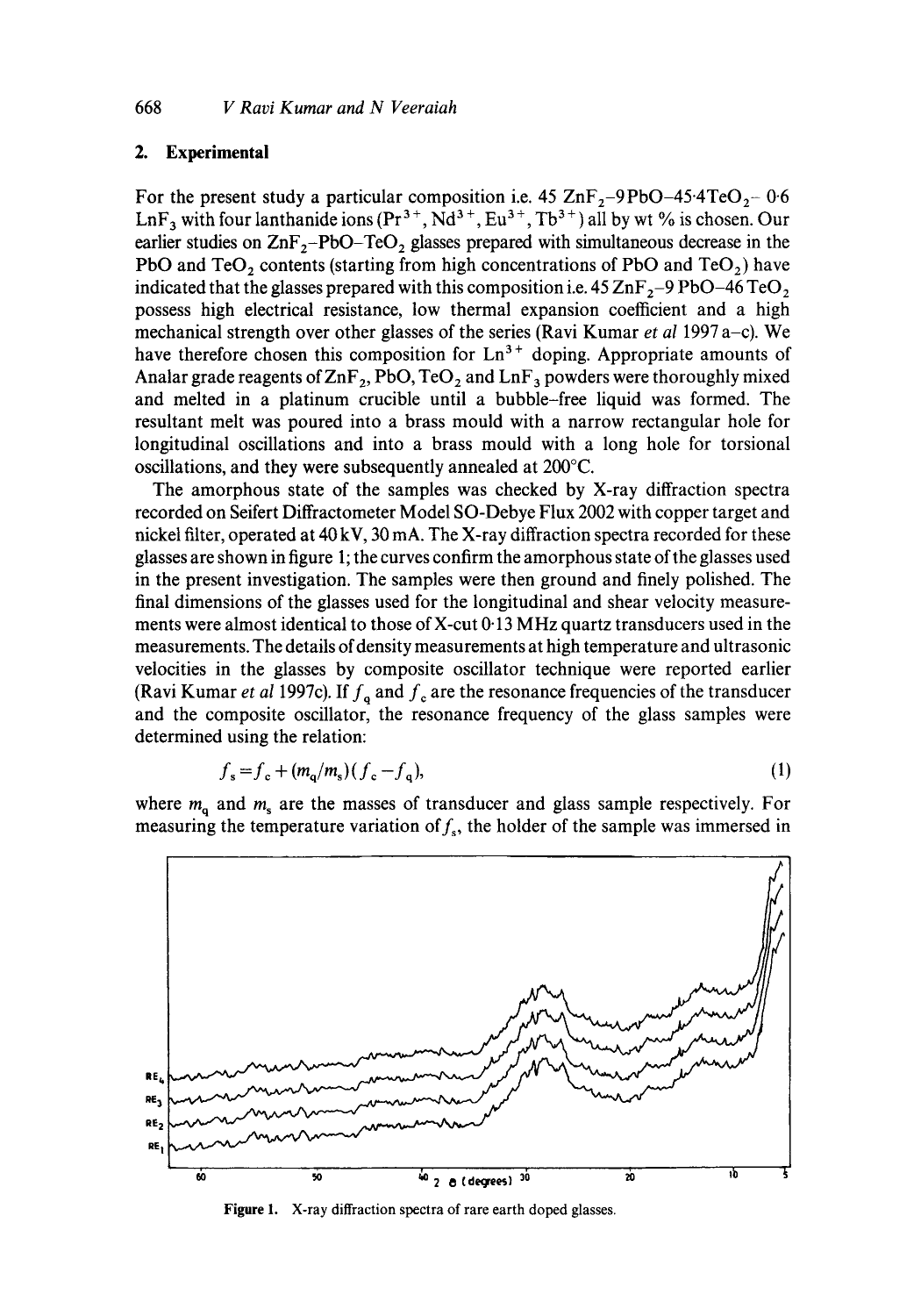## 2. Experimental

For the present study a particular composition i.e. 45 $ZnF_2$–9PbO–45·4$TeO_2$– 0·6 $LnF_3$ with four lanthanide ions ($Pr^{3+}$, $Nd^{3+}$, $Eu^{3+}$, $Tb^{3+}$) all by wt % is chosen. Our earlier studies on $ZnF_2$–PbO–$TeO_2$ glasses prepared with simultaneous decrease in the PbO and $TeO_2$ contents (starting from high concentrations of PbO and $TeO_2$) have indicated that the glasses prepared with this composition i.e. 45 $ZnF_2$–9 PbO–46 $TeO_2$ possess high electrical resistance, low thermal expansion coefficient and a high mechanical strength over other glasses of the series (Ravi Kumar *et al* 1997 a–c). We have therefore chosen this composition for $Ln^{3+}$ doping. Appropriate amounts of Analar grade reagents of $ZnF_2$, PbO, $TeO_2$ and $LnF_3$ powders were thoroughly mixed and melted in a platinum crucible until a bubble-free liquid was formed. The resultant melt was poured into a brass mould with a narrow rectangular hole for longitudinal oscillations and into a brass mould with a long hole for torsional oscillations, and they were subsequently annealed at 200°C.

The amorphous state of the samples was checked by X-ray diffraction spectra recorded on Seifert Diffractometer Model SO-Debye Flux 2002 with copper target and nickel filter, operated at 40 kV, 30 mA. The X-ray diffraction spectra recorded for these glasses are shown in figure 1; the curves confirm the amorphous state of the glasses used in the present investigation. The samples were then ground and finely polished. The final dimensions of the glasses used for the longitudinal and shear velocity measurements were almost identical to those of X-cut 0·13 MHz quartz transducers used in the measurements. The details of density measurements at high temperature and ultrasonic velocities in the glasses by composite oscillator technique were reported earlier (Ravi Kumar *et al* 1997c). If $f_q$ and $f_c$ are the resonance frequencies of the transducer and the composite oscillator, the resonance frequency of the glass samples were determined using the relation:

$$f_s = f_c + (m_q/m_s)(f_c - f_q), \tag{1}$$

where $m_q$ and $m_s$ are the masses of transducer and glass sample respectively. For measuring the temperature variation of $f_s$, the holder of the sample was immersed in

**Figure 1.** X-ray diffraction spectra of rare earth doped glasses.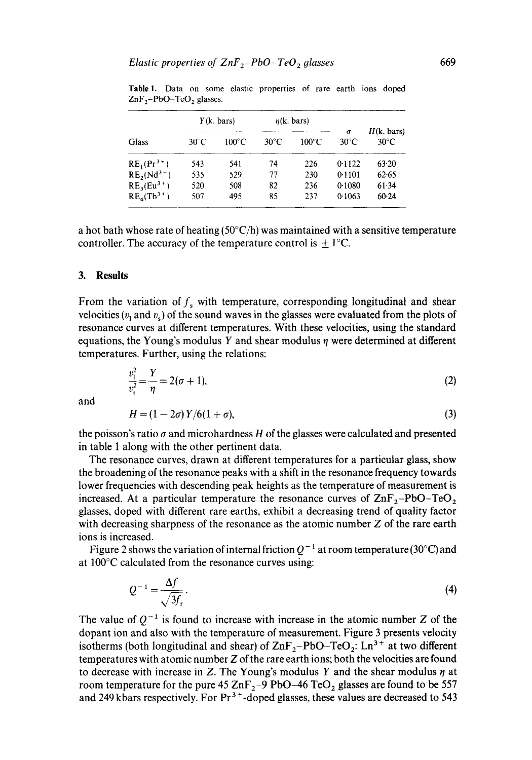**Table 1.** Data on some elastic properties of rare earth ions doped $ZnF_2$–PbO–$TeO_2$ glasses.

| Glass | $Y$ (k. bars) | | $\eta$ (k. bars) | | $\sigma$ | $H$ (k. bars) |
|---|---|---|---|---|---|---|
| | 30°C | 100°C | 30°C | 100°C | 30°C | 30°C |
| $RE_1(Pr^{3+})$ | 543 | 541 | 74 | 226 | 0·1122 | 63·20 |
| $RE_2(Nd^{3+})$ | 535 | 529 | 77 | 230 | 0·1101 | 62·65 |
| $RE_3(Eu^{3+})$ | 520 | 508 | 82 | 236 | 0·1080 | 61·34 |
| $RE_4(Tb^{3+})$ | 507 | 495 | 85 | 237 | 0·1063 | 60·24 |

a hot bath whose rate of heating (50°C/h) was maintained with a sensitive temperature controller. The accuracy of the temperature control is ± 1°C.

## 3. Results

From the variation of $f_s$ with temperature, corresponding longitudinal and shear velocities ($v_l$ and $v_s$) of the sound waves in the glasses were evaluated from the plots of resonance curves at different temperatures. With these velocities, using the standard equations, the Young's modulus $Y$ and shear modulus $\eta$ were determined at different temperatures. Further, using the relations:

$$\frac{v_l^2}{v_s^2} = \frac{Y}{\eta} = 2(\sigma + 1), \tag{2}$$

and

$$H = (1 - 2\sigma)Y/6(1 + \sigma), \tag{3}$$

the poisson's ratio $\sigma$ and microhardness $H$ of the glasses were calculated and presented in table 1 along with the other pertinent data.

The resonance curves, drawn at different temperatures for a particular glass, show the broadening of the resonance peaks with a shift in the resonance frequency towards lower frequencies with descending peak heights as the temperature of measurement is increased. At a particular temperature the resonance curves of $ZnF_2$–PbO–$TeO_2$ glasses, doped with different rare earths, exhibit a decreasing trend of quality factor with decreasing sharpness of the resonance as the atomic number $Z$ of the rare earth ions is increased.

Figure 2 shows the variation of internal friction $Q^{-1}$ at room temperature (30°C) and at 100°C calculated from the resonance curves using:

$$Q^{-1} = \frac{\Delta f}{\sqrt{3} f_r}. \tag{4}$$

The value of $Q^{-1}$ is found to increase with increase in the atomic number $Z$ of the dopant ion and also with the temperature of measurement. Figure 3 presents velocity isotherms (both longitudinal and shear) of $ZnF_2$–PbO–$TeO_2$: $Ln^{3+}$ at two different temperatures with atomic number $Z$ of the rare earth ions; both the velocities are found to decrease with increase in $Z$. The Young's modulus $Y$ and the shear modulus $\eta$ at room temperature for the pure 45 $ZnF_2$–9 PbO–46 $TeO_2$ glasses are found to be 557 and 249 kbars respectively. For $Pr^{3+}$-doped glasses, these values are decreased to 543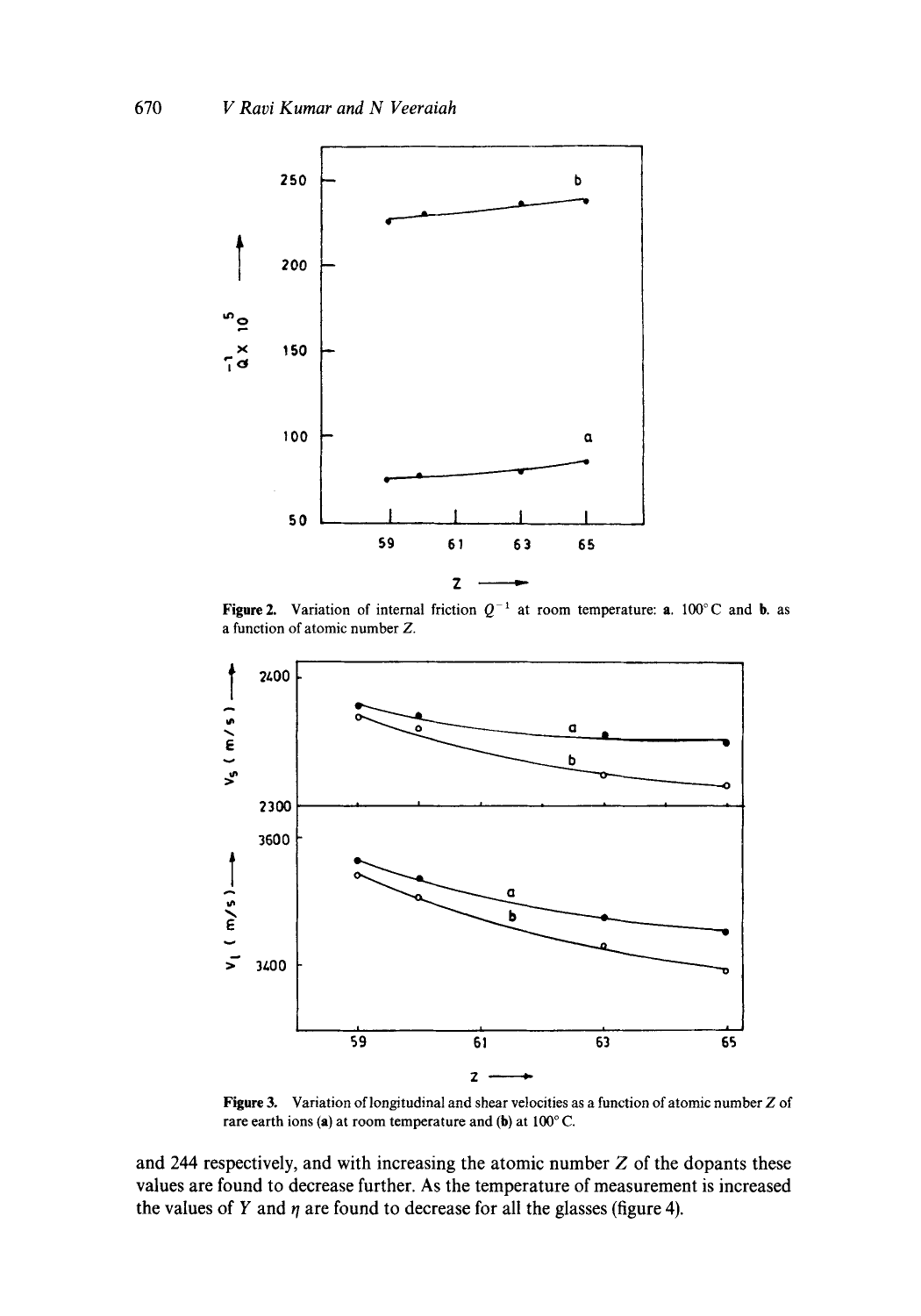**Figure 2.** Variation of internal friction $Q^{-1}$ at room temperature: **a.** 100°C and **b.** as a function of atomic number $Z$.

**Figure 3.** Variation of longitudinal and shear velocities as a function of atomic number $Z$ of rare earth ions (**a**) at room temperature and (**b**) at 100° C.

and 244 respectively, and with increasing the atomic number $Z$ of the dopants these values are found to decrease further. As the temperature of measurement is increased the values of $Y$ and $\eta$ are found to decrease for all the glasses (figure 4).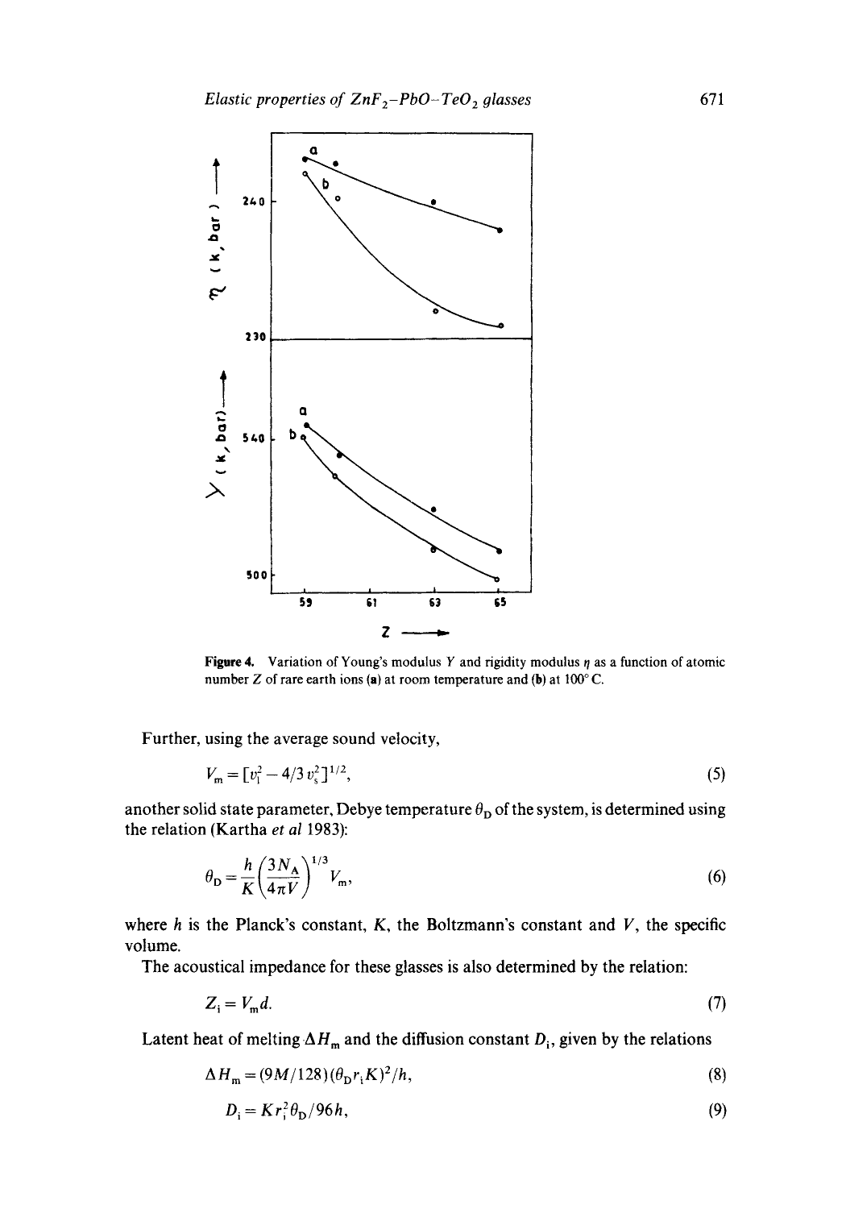**Figure 4.** Variation of Young's modulus $Y$ and rigidity modulus $\eta$ as a function of atomic number $Z$ of rare earth ions (**a**) at room temperature and (**b**) at 100° C.

Further, using the average sound velocity,

$$V_m = [v_l^2 - 4/3\, v_s^2]^{1/2}, \tag{5}$$

another solid state parameter, Debye temperature $\theta_D$ of the system, is determined using the relation (Kartha *et al* 1983):

$$\theta_D = \frac{h}{K}\left(\frac{3N_A}{4\pi V}\right)^{1/3} V_m, \tag{6}$$

where $h$ is the Planck's constant, $K$, the Boltzmann's constant and $V$, the specific volume.

The acoustical impedance for these glasses is also determined by the relation:

$$Z_i = V_m d. \tag{7}$$

Latent heat of melting $\Delta H_m$ and the diffusion constant $D_i$, given by the relations

$$\Delta H_m = (9M/128)(\theta_D r_i K)^2/h, \tag{8}$$

$$D_i = K r_i^2 \theta_D / 96h, \tag{9}$$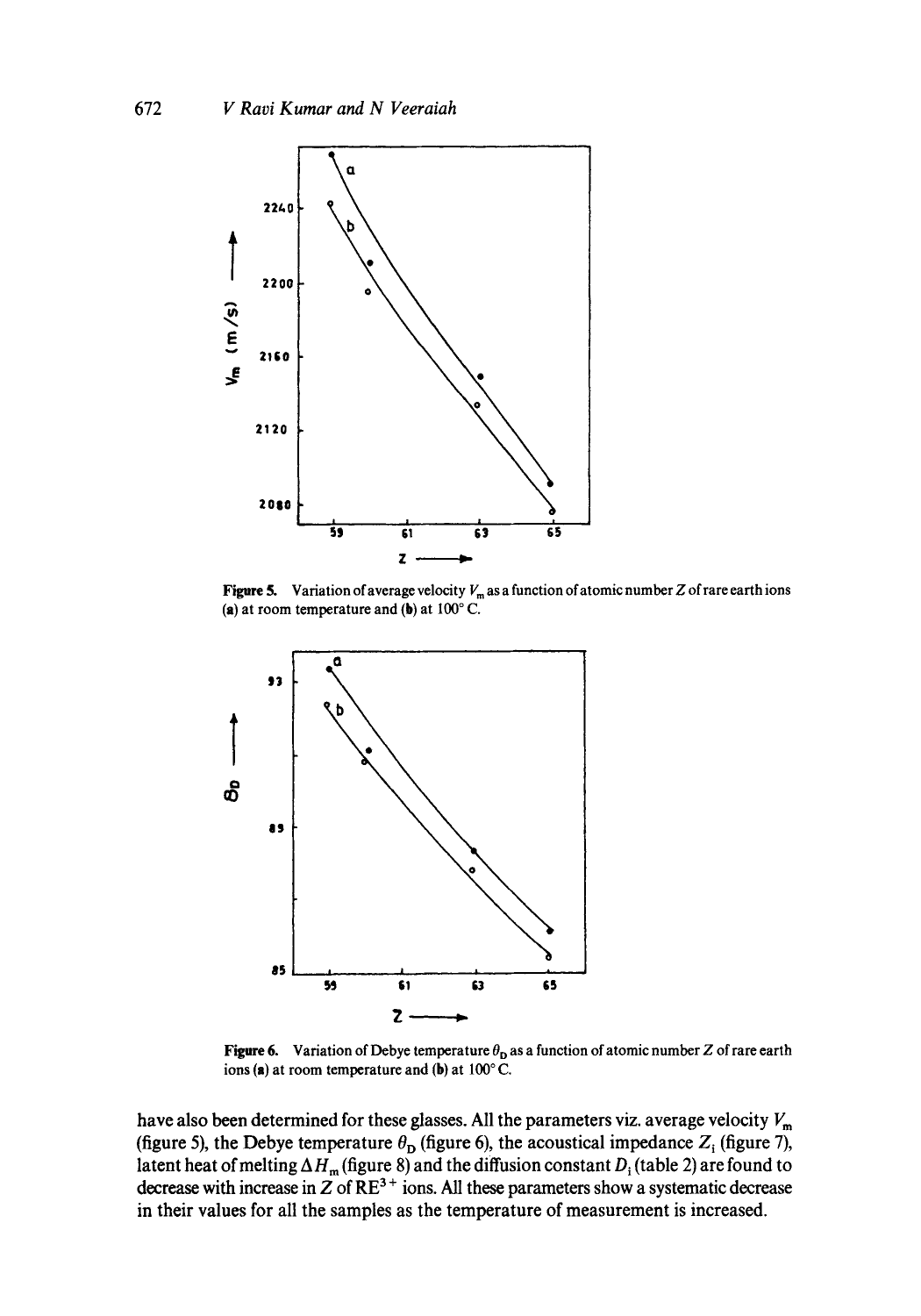Figure 5. Variation of average velocity $V_m$ as a function of atomic number $Z$ of rare earth ions (a) at room temperature and (b) at 100° C.

Figure 6. Variation of Debye temperature $\theta_D$ as a function of atomic number $Z$ of rare earth ions (a) at room temperature and (b) at 100° C.

have also been determined for these glasses. All the parameters viz. average velocity $V_m$ (figure 5), the Debye temperature $\theta_D$ (figure 6), the acoustical impedance $Z_i$ (figure 7), latent heat of melting $\Delta H_m$ (figure 8) and the diffusion constant $D_i$ (table 2) are found to decrease with increase in $Z$ of $RE^{3+}$ ions. All these parameters show a systematic decrease in their values for all the samples as the temperature of measurement is increased.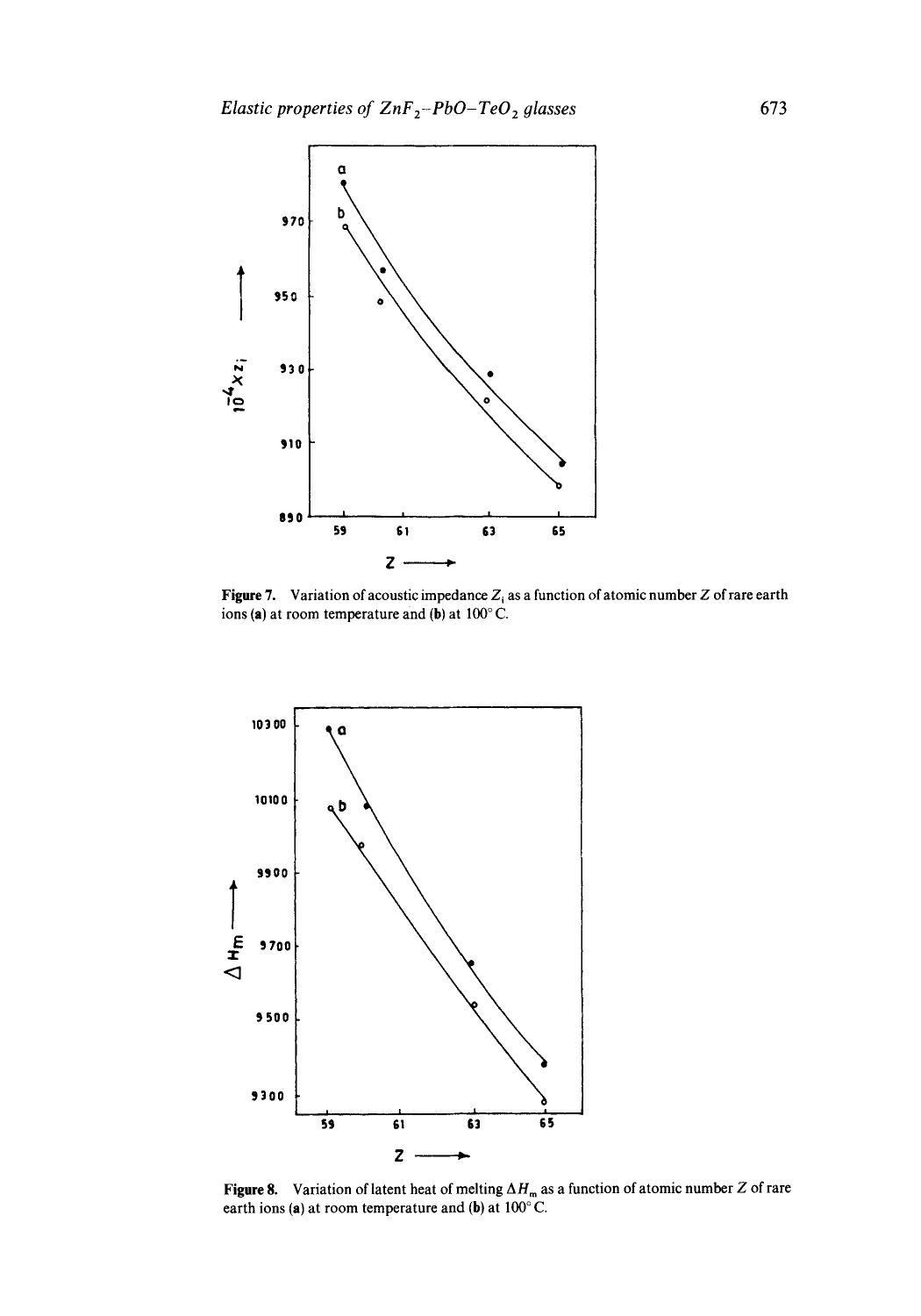Figure 7. Variation of acoustic impedance $Z_i$ as a function of atomic number $Z$ of rare earth ions (a) at room temperature and (b) at 100° C.

Figure 8. Variation of latent heat of melting $\Delta H_m$ as a function of atomic number $Z$ of rare earth ions (a) at room temperature and (b) at 100° C.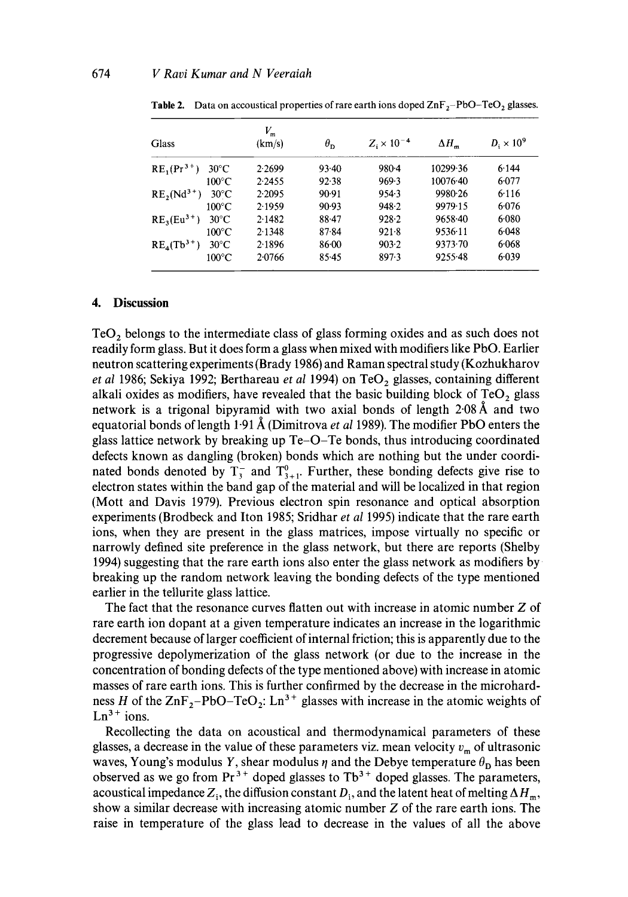**Table 2.** Data on accoustical properties of rare earth ions doped $ZnF_2$–PbO–$TeO_2$ glasses.

| Glass | | $V_m$ (km/s) | $\theta_D$ | $Z_i \times 10^{-4}$ | $\Delta H_m$ | $D_i \times 10^9$ |
|---|---|---|---|---|---|---|
| $RE_1(Pr^{3+})$ | 30°C | 2·2699 | 93·40 | 980·4 | 10299·36 | 6·144 |
| | 100°C | 2·2455 | 92·38 | 969·3 | 10076·40 | 6·077 |
| $RE_2(Nd^{3+})$ | 30°C | 2·2095 | 90·91 | 954·3 | 9980·26 | 6·116 |
| | 100°C | 2·1959 | 90·93 | 948·2 | 9979·15 | 6·076 |
| $RE_3(Eu^{3+})$ | 30°C | 2·1482 | 88·47 | 928·2 | 9658·40 | 6·080 |
| | 100°C | 2·1348 | 87·84 | 921·8 | 9536·11 | 6·048 |
| $RE_4(Tb^{3+})$ | 30°C | 2·1896 | 86·00 | 903·2 | 9373·70 | 6·068 |
| | 100°C | 2·0766 | 85·45 | 897·3 | 9255·48 | 6·039 |

## 4. Discussion

$TeO_2$ belongs to the intermediate class of glass forming oxides and as such does not readily form glass. But it does form a glass when mixed with modifiers like PbO. Earlier neutron scattering experiments (Brady 1986) and Raman spectral study (Kozhukharov *et al* 1986; Sekiya 1992; Berthareau *et al* 1994) on $TeO_2$ glasses, containing different alkali oxides as modifiers, have revealed that the basic building block of $TeO_2$ glass network is a trigonal bipyramid with two axial bonds of length 2·08 Å and two equatorial bonds of length 1·91 Å (Dimitrova *et al* 1989). The modifier PbO enters the glass lattice network by breaking up Te–O–Te bonds, thus introducing coordinated defects known as dangling (broken) bonds which are nothing but the under coordinated bonds denoted by $T_3^-$ and $T_{3+1}^0$. Further, these bonding defects give rise to electron states within the band gap of the material and will be localized in that region (Mott and Davis 1979). Previous electron spin resonance and optical absorption experiments (Brodbeck and Iton 1985; Sridhar *et al* 1995) indicate that the rare earth ions, when they are present in the glass matrices, impose virtually no specific or narrowly defined site preference in the glass network, but there are reports (Shelby 1994) suggesting that the rare earth ions also enter the glass network as modifiers by breaking up the random network leaving the bonding defects of the type mentioned earlier in the tellurite glass lattice.

The fact that the resonance curves flatten out with increase in atomic number $Z$ of rare earth ion dopant at a given temperature indicates an increase in the logarithmic decrement because of larger coefficient of internal friction; this is apparently due to the progressive depolymerization of the glass network (or due to the increase in the concentration of bonding defects of the type mentioned above) with increase in atomic masses of rare earth ions. This is further confirmed by the decrease in the microhardness $H$ of the $ZnF_2$–PbO–$TeO_2$: $Ln^{3+}$ glasses with increase in the atomic weights of $Ln^{3+}$ ions.

Recollecting the data on acoustical and thermodynamical parameters of these glasses, a decrease in the value of these parameters viz. mean velocity $v_m$ of ultrasonic waves, Young's modulus $Y$, shear modulus $\eta$ and the Debye temperature $\theta_D$ has been observed as we go from $Pr^{3+}$ doped glasses to $Tb^{3+}$ doped glasses. The parameters, acoustical impedance $Z_i$, the diffusion constant $D_i$, and the latent heat of melting $\Delta H_m$, show a similar decrease with increasing atomic number $Z$ of the rare earth ions. The raise in temperature of the glass lead to decrease in the values of all the above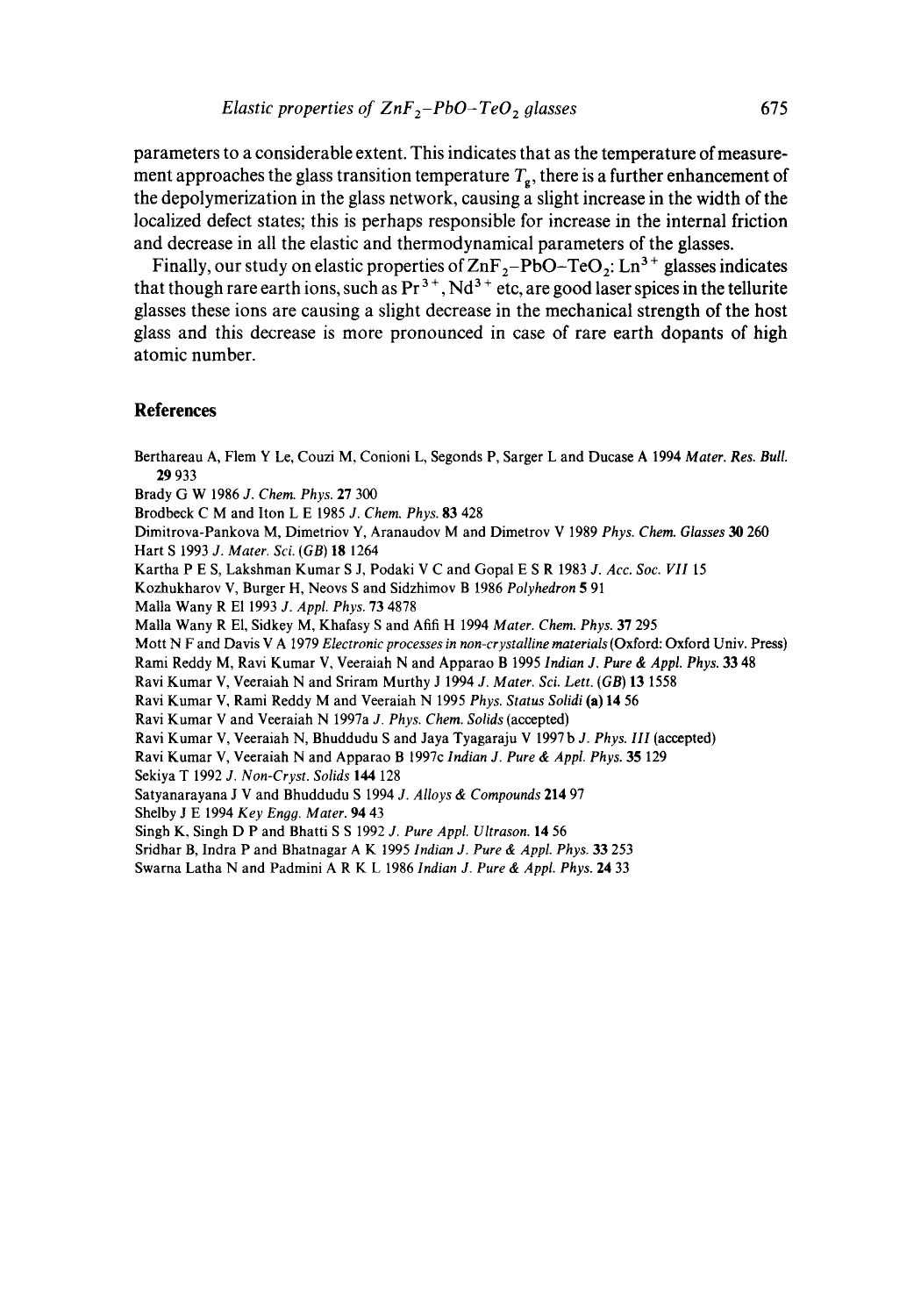parameters to a considerable extent. This indicates that as the temperature of measurement approaches the glass transition temperature $T_g$, there is a further enhancement of the depolymerization in the glass network, causing a slight increase in the width of the localized defect states; this is perhaps responsible for increase in the internal friction and decrease in all the elastic and thermodynamical parameters of the glasses.

Finally, our study on elastic properties of $ZnF_2$–PbO–$TeO_2$: $Ln^{3+}$ glasses indicates that though rare earth ions, such as $Pr^{3+}$, $Nd^{3+}$ etc, are good laser spices in the tellurite glasses these ions are causing a slight decrease in the mechanical strength of the host glass and this decrease is more pronounced in case of rare earth dopants of high atomic number.

## References

Berthareau A, Flem Y Le, Couzi M, Conioni L, Segonds P, Sarger L and Ducase A 1994 *Mater. Res. Bull.* **29** 933

Brady G W 1986 *J. Chem. Phys.* **27** 300

Brodbeck C M and Iton L E 1985 *J. Chem. Phys.* **83** 428

Dimitrova-Pankova M, Dimetriov Y, Aranaudov M and Dimetrov V 1989 *Phys. Chem. Glasses* **30** 260

Hart S 1993 *J. Mater. Sci. (GB)* **18** 1264

Kartha P E S, Lakshman Kumar S J, Podaki V C and Gopal E S R 1983 *J. Acc. Soc. VII* 15

Kozhukharov V, Burger H, Neovs S and Sidzhimov B 1986 *Polyhedron* **5** 91

Malla Wany R El 1993 *J. Appl. Phys.* **73** 4878

Malla Wany R El, Sidkey M, Khafasy S and Afifi H 1994 *Mater. Chem. Phys.* **37** 295

Mott N F and Davis V A 1979 *Electronic processes in non-crystalline materials* (Oxford: Oxford Univ. Press)

Rami Reddy M, Ravi Kumar V, Veeraiah N and Apparao B 1995 *Indian J. Pure & Appl. Phys.* **33** 48

Ravi Kumar V, Veeraiah N and Sriram Murthy J 1994 *J. Mater. Sci. Lett. (GB)* **13** 1558

Ravi Kumar V, Rami Reddy M and Veeraiah N 1995 *Phys. Status Solidi* **(a) 14** 56

Ravi Kumar V and Veeraiah N 1997a *J. Phys. Chem. Solids* (accepted)

Ravi Kumar V, Veeraiah N, Bhuddudu S and Jaya Tyagaraju V 1997b *J. Phys. III* (accepted)

Ravi Kumar V, Veeraiah N and Apparao B 1997c *Indian J. Pure & Appl. Phys.* **35** 129

Sekiya T 1992 *J. Non-Cryst. Solids* **144** 128

Satyanarayana J V and Bhuddudu S 1994 *J. Alloys & Compounds* **214** 97

Shelby J E 1994 *Key Engg. Mater.* **94** 43

Singh K, Singh D P and Bhatti S S 1992 *J. Pure Appl. Ultrason.* **14** 56

Sridhar B, Indra P and Bhatnagar A K 1995 *Indian J. Pure & Appl. Phys.* **33** 253

Swarna Latha N and Padmini A R K L 1986 *Indian J. Pure & Appl. Phys.* **24** 33